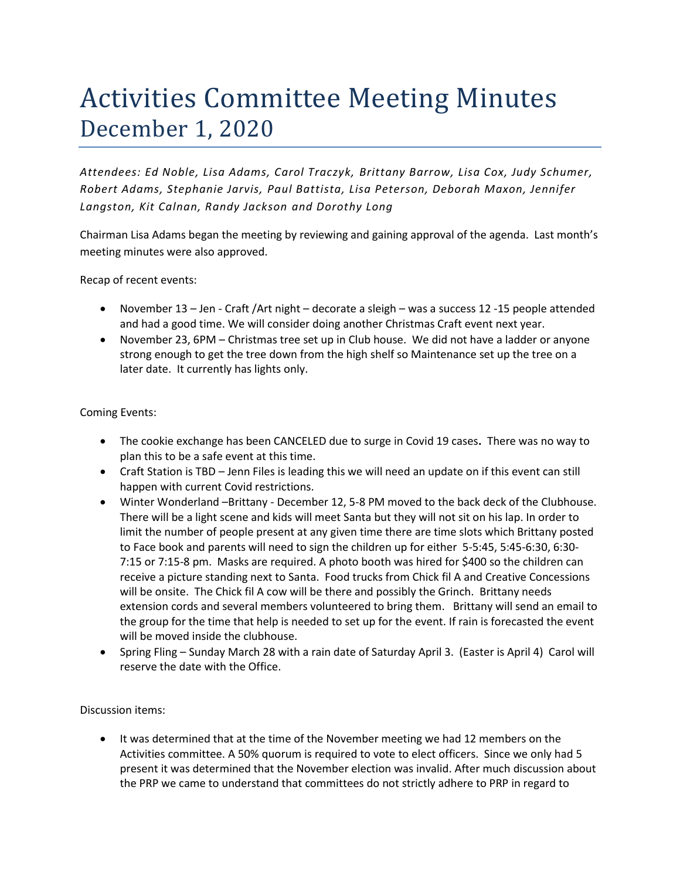# Activities Committee Meeting Minutes
## December 1, 2020

*Attendees: Ed Noble, Lisa Adams, Carol Traczyk, Brittany Barrow, Lisa Cox, Judy Schumer, Robert Adams, Stephanie Jarvis, Paul Battista, Lisa Peterson, Deborah Maxon, Jennifer Langston, Kit Calnan, Randy Jackson and Dorothy Long*

Chairman Lisa Adams began the meeting by reviewing and gaining approval of the agenda. Last month's meeting minutes were also approved.

Recap of recent events:

- November 13 – Jen - Craft /Art night – decorate a sleigh – was a success 12 -15 people attended and had a good time. We will consider doing another Christmas Craft event next year.
- November 23, 6PM – Christmas tree set up in Club house. We did not have a ladder or anyone strong enough to get the tree down from the high shelf so Maintenance set up the tree on a later date. It currently has lights only.

Coming Events:

- The cookie exchange has been CANCELED due to surge in Covid 19 cases**.** There was no way to plan this to be a safe event at this time.
- Craft Station is TBD – Jenn Files is leading this we will need an update on if this event can still happen with current Covid restrictions.
- Winter Wonderland –Brittany - December 12, 5-8 PM moved to the back deck of the Clubhouse. There will be a light scene and kids will meet Santa but they will not sit on his lap. In order to limit the number of people present at any given time there are time slots which Brittany posted to Face book and parents will need to sign the children up for either 5-5:45, 5:45-6:30, 6:30-7:15 or 7:15-8 pm. Masks are required. A photo booth was hired for $400 so the children can receive a picture standing next to Santa. Food trucks from Chick fil A and Creative Concessions will be onsite. The Chick fil A cow will be there and possibly the Grinch. Brittany needs extension cords and several members volunteered to bring them. Brittany will send an email to the group for the time that help is needed to set up for the event. If rain is forecasted the event will be moved inside the clubhouse.
- Spring Fling – Sunday March 28 with a rain date of Saturday April 3. (Easter is April 4) Carol will reserve the date with the Office.

Discussion items:

- It was determined that at the time of the November meeting we had 12 members on the Activities committee. A 50% quorum is required to vote to elect officers. Since we only had 5 present it was determined that the November election was invalid. After much discussion about the PRP we came to understand that committees do not strictly adhere to PRP in regard to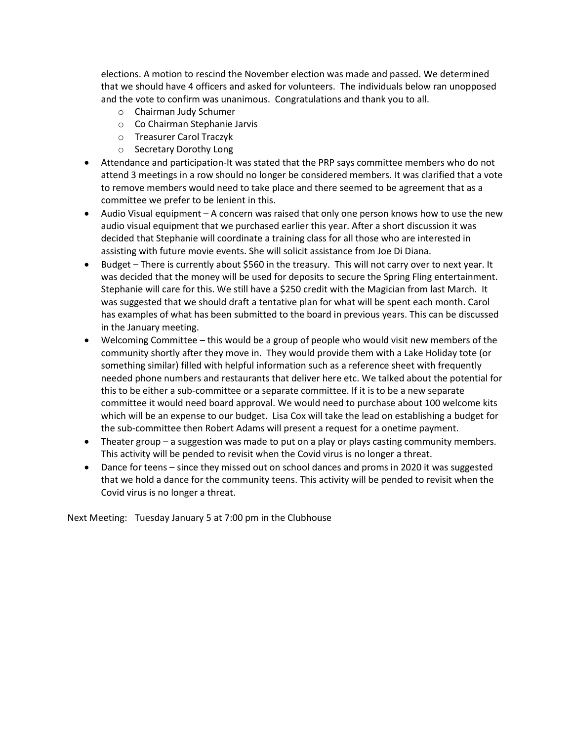elections. A motion to rescind the November election was made and passed. We determined that we should have 4 officers and asked for volunteers. The individuals below ran unopposed and the vote to confirm was unanimous. Congratulations and thank you to all.

  - Chairman Judy Schumer
  - Co Chairman Stephanie Jarvis
  - Treasurer Carol Traczyk
  - Secretary Dorothy Long

- Attendance and participation-It was stated that the PRP says committee members who do not attend 3 meetings in a row should no longer be considered members. It was clarified that a vote to remove members would need to take place and there seemed to be agreement that as a committee we prefer to be lenient in this.
- Audio Visual equipment – A concern was raised that only one person knows how to use the new audio visual equipment that we purchased earlier this year. After a short discussion it was decided that Stephanie will coordinate a training class for all those who are interested in assisting with future movie events. She will solicit assistance from Joe Di Diana.
- Budget – There is currently about $560 in the treasury. This will not carry over to next year. It was decided that the money will be used for deposits to secure the Spring Fling entertainment. Stephanie will care for this. We still have a $250 credit with the Magician from last March. It was suggested that we should draft a tentative plan for what will be spent each month. Carol has examples of what has been submitted to the board in previous years. This can be discussed in the January meeting.
- Welcoming Committee – this would be a group of people who would visit new members of the community shortly after they move in. They would provide them with a Lake Holiday tote (or something similar) filled with helpful information such as a reference sheet with frequently needed phone numbers and restaurants that deliver here etc. We talked about the potential for this to be either a sub-committee or a separate committee. If it is to be a new separate committee it would need board approval. We would need to purchase about 100 welcome kits which will be an expense to our budget. Lisa Cox will take the lead on establishing a budget for the sub-committee then Robert Adams will present a request for a onetime payment.
- Theater group – a suggestion was made to put on a play or plays casting community members. This activity will be pended to revisit when the Covid virus is no longer a threat.
- Dance for teens – since they missed out on school dances and proms in 2020 it was suggested that we hold a dance for the community teens. This activity will be pended to revisit when the Covid virus is no longer a threat.

Next Meeting: Tuesday January 5 at 7:00 pm in the Clubhouse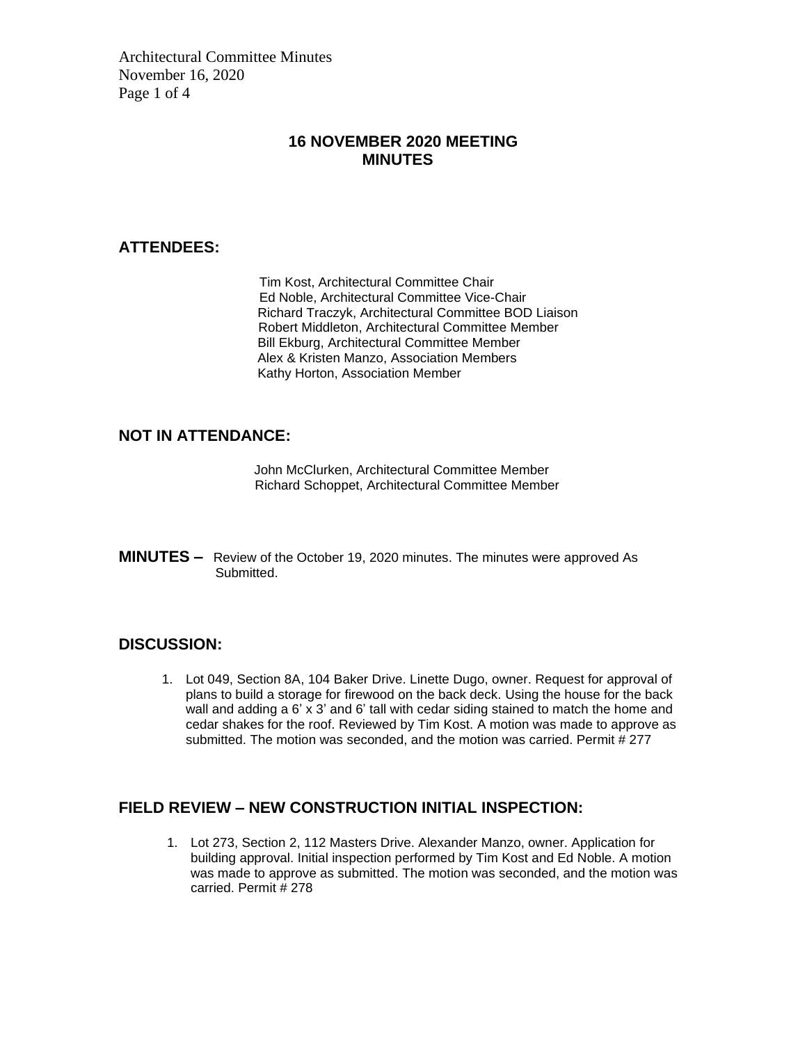# 16 NOVEMBER 2020 MEETING MINUTES

## ATTENDEES:

Tim Kost, Architectural Committee Chair
Ed Noble, Architectural Committee Vice-Chair
Richard Traczyk, Architectural Committee BOD Liaison
Robert Middleton, Architectural Committee Member
Bill Ekburg, Architectural Committee Member
Alex & Kristen Manzo, Association Members
Kathy Horton, Association Member

## NOT IN ATTENDANCE:

John McClurken, Architectural Committee Member
Richard Schoppet, Architectural Committee Member

**MINUTES –** Review of the October 19, 2020 minutes. The minutes were approved As Submitted.

## DISCUSSION:

1. Lot 049, Section 8A, 104 Baker Drive. Linette Dugo, owner. Request for approval of plans to build a storage for firewood on the back deck. Using the house for the back wall and adding a 6' x 3' and 6' tall with cedar siding stained to match the home and cedar shakes for the roof. Reviewed by Tim Kost. A motion was made to approve as submitted. The motion was seconded, and the motion was carried. Permit # 277

## FIELD REVIEW – NEW CONSTRUCTION INITIAL INSPECTION:

1. Lot 273, Section 2, 112 Masters Drive. Alexander Manzo, owner. Application for building approval. Initial inspection performed by Tim Kost and Ed Noble. A motion was made to approve as submitted. The motion was seconded, and the motion was carried. Permit # 278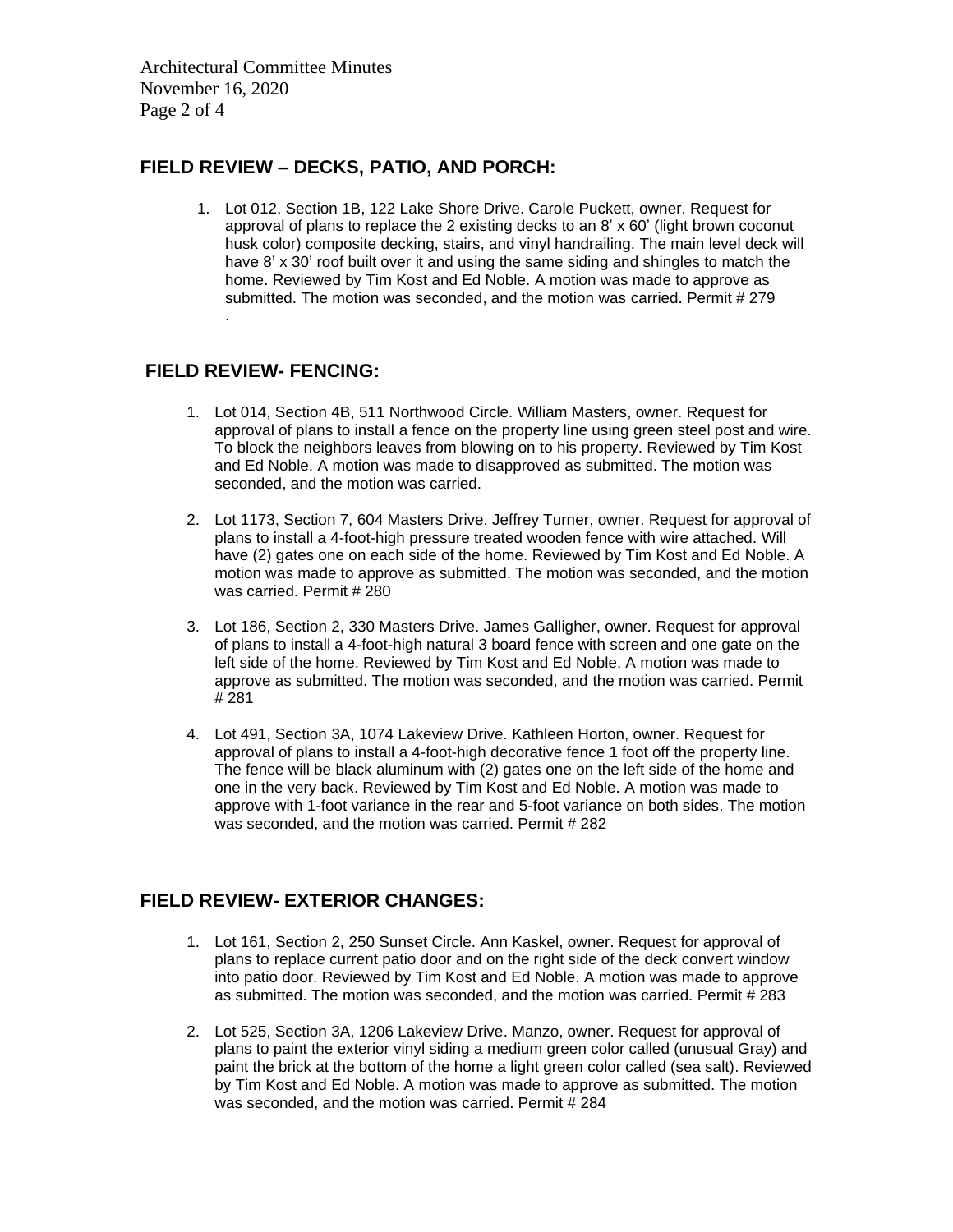## FIELD REVIEW – DECKS, PATIO, AND PORCH:

1. Lot 012, Section 1B, 122 Lake Shore Drive. Carole Puckett, owner. Request for approval of plans to replace the 2 existing decks to an 8' x 60' (light brown coconut husk color) composite decking, stairs, and vinyl handrailing. The main level deck will have 8' x 30' roof built over it and using the same siding and shingles to match the home. Reviewed by Tim Kost and Ed Noble. A motion was made to approve as submitted. The motion was seconded, and the motion was carried. Permit # 279
   .

## FIELD REVIEW- FENCING:

1. Lot 014, Section 4B, 511 Northwood Circle. William Masters, owner. Request for approval of plans to install a fence on the property line using green steel post and wire. To block the neighbors leaves from blowing on to his property. Reviewed by Tim Kost and Ed Noble. A motion was made to disapproved as submitted. The motion was seconded, and the motion was carried.

2. Lot 1173, Section 7, 604 Masters Drive. Jeffrey Turner, owner. Request for approval of plans to install a 4-foot-high pressure treated wooden fence with wire attached. Will have (2) gates one on each side of the home. Reviewed by Tim Kost and Ed Noble. A motion was made to approve as submitted. The motion was seconded, and the motion was carried. Permit # 280

3. Lot 186, Section 2, 330 Masters Drive. James Galligher, owner. Request for approval of plans to install a 4-foot-high natural 3 board fence with screen and one gate on the left side of the home. Reviewed by Tim Kost and Ed Noble. A motion was made to approve as submitted. The motion was seconded, and the motion was carried. Permit # 281

4. Lot 491, Section 3A, 1074 Lakeview Drive. Kathleen Horton, owner. Request for approval of plans to install a 4-foot-high decorative fence 1 foot off the property line. The fence will be black aluminum with (2) gates one on the left side of the home and one in the very back. Reviewed by Tim Kost and Ed Noble. A motion was made to approve with 1-foot variance in the rear and 5-foot variance on both sides. The motion was seconded, and the motion was carried. Permit # 282

## FIELD REVIEW- EXTERIOR CHANGES:

1. Lot 161, Section 2, 250 Sunset Circle. Ann Kaskel, owner. Request for approval of plans to replace current patio door and on the right side of the deck convert window into patio door. Reviewed by Tim Kost and Ed Noble. A motion was made to approve as submitted. The motion was seconded, and the motion was carried. Permit # 283

2. Lot 525, Section 3A, 1206 Lakeview Drive. Manzo, owner. Request for approval of plans to paint the exterior vinyl siding a medium green color called (unusual Gray) and paint the brick at the bottom of the home a light green color called (sea salt). Reviewed by Tim Kost and Ed Noble. A motion was made to approve as submitted. The motion was seconded, and the motion was carried. Permit # 284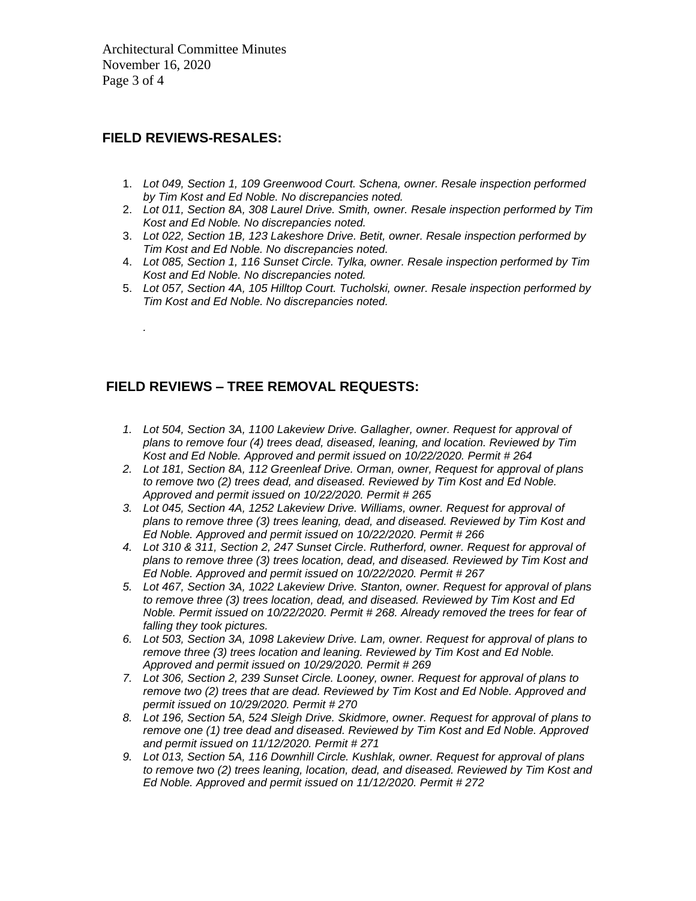## FIELD REVIEWS-RESALES:

1. *Lot 049, Section 1, 109 Greenwood Court. Schena, owner. Resale inspection performed by Tim Kost and Ed Noble. No discrepancies noted.*
2. *Lot 011, Section 8A, 308 Laurel Drive. Smith, owner. Resale inspection performed by Tim Kost and Ed Noble. No discrepancies noted.*
3. *Lot 022, Section 1B, 123 Lakeshore Drive. Betit, owner. Resale inspection performed by Tim Kost and Ed Noble. No discrepancies noted.*
4. *Lot 085, Section 1, 116 Sunset Circle. Tylka, owner. Resale inspection performed by Tim Kost and Ed Noble. No discrepancies noted.*
5. *Lot 057, Section 4A, 105 Hilltop Court. Tucholski, owner. Resale inspection performed by Tim Kost and Ed Noble. No discrepancies noted.*

.

## FIELD REVIEWS – TREE REMOVAL REQUESTS:

1. *Lot 504, Section 3A, 1100 Lakeview Drive. Gallagher, owner. Request for approval of plans to remove four (4) trees dead, diseased, leaning, and location. Reviewed by Tim Kost and Ed Noble. Approved and permit issued on 10/22/2020. Permit # 264*
2. *Lot 181, Section 8A, 112 Greenleaf Drive. Orman, owner, Request for approval of plans to remove two (2) trees dead, and diseased. Reviewed by Tim Kost and Ed Noble. Approved and permit issued on 10/22/2020. Permit # 265*
3. *Lot 045, Section 4A, 1252 Lakeview Drive. Williams, owner. Request for approval of plans to remove three (3) trees leaning, dead, and diseased. Reviewed by Tim Kost and Ed Noble. Approved and permit issued on 10/22/2020. Permit # 266*
4. *Lot 310 & 311, Section 2, 247 Sunset Circle. Rutherford, owner. Request for approval of plans to remove three (3) trees location, dead, and diseased. Reviewed by Tim Kost and Ed Noble. Approved and permit issued on 10/22/2020. Permit # 267*
5. *Lot 467, Section 3A, 1022 Lakeview Drive. Stanton, owner. Request for approval of plans to remove three (3) trees location, dead, and diseased. Reviewed by Tim Kost and Ed Noble. Permit issued on 10/22/2020. Permit # 268. Already removed the trees for fear of falling they took pictures.*
6. *Lot 503, Section 3A, 1098 Lakeview Drive. Lam, owner. Request for approval of plans to remove three (3) trees location and leaning. Reviewed by Tim Kost and Ed Noble. Approved and permit issued on 10/29/2020. Permit # 269*
7. *Lot 306, Section 2, 239 Sunset Circle. Looney, owner. Request for approval of plans to remove two (2) trees that are dead. Reviewed by Tim Kost and Ed Noble. Approved and permit issued on 10/29/2020. Permit # 270*
8. *Lot 196, Section 5A, 524 Sleigh Drive. Skidmore, owner. Request for approval of plans to remove one (1) tree dead and diseased. Reviewed by Tim Kost and Ed Noble. Approved and permit issued on 11/12/2020. Permit # 271*
9. *Lot 013, Section 5A, 116 Downhill Circle. Kushlak, owner. Request for approval of plans to remove two (2) trees leaning, location, dead, and diseased. Reviewed by Tim Kost and Ed Noble. Approved and permit issued on 11/12/2020. Permit # 272*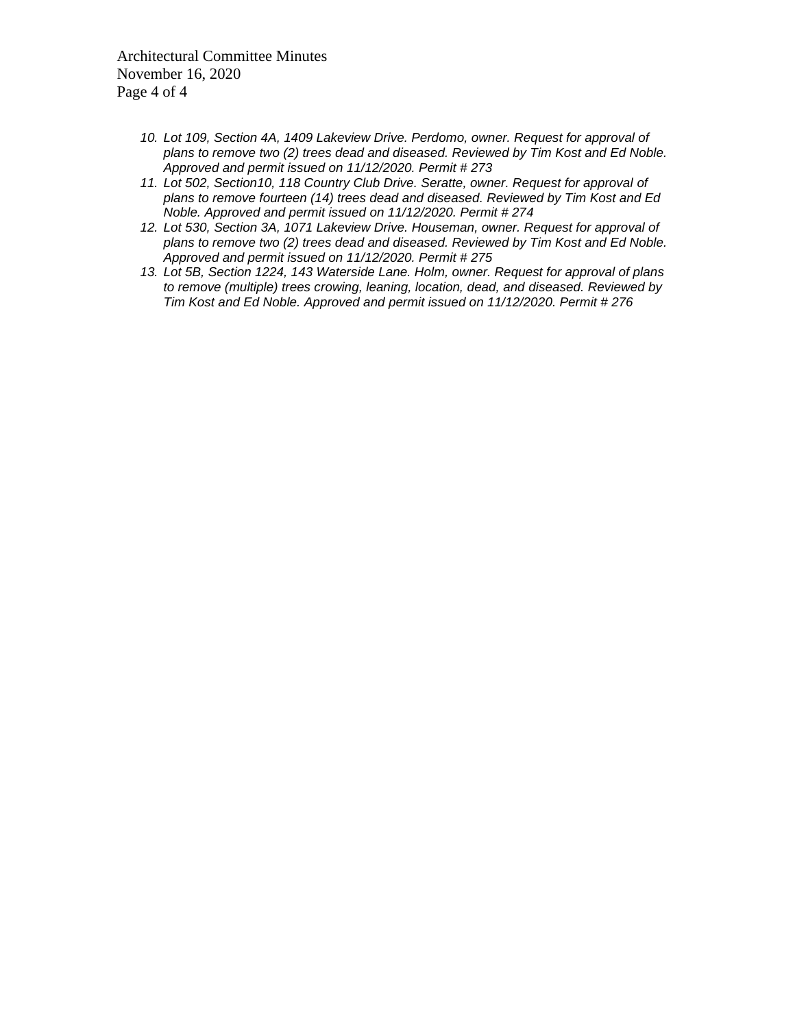10. *Lot 109, Section 4A, 1409 Lakeview Drive. Perdomo, owner. Request for approval of plans to remove two (2) trees dead and diseased. Reviewed by Tim Kost and Ed Noble. Approved and permit issued on 11/12/2020. Permit # 273*
11. *Lot 502, Section10, 118 Country Club Drive. Seratte, owner. Request for approval of plans to remove fourteen (14) trees dead and diseased. Reviewed by Tim Kost and Ed Noble. Approved and permit issued on 11/12/2020. Permit # 274*
12. *Lot 530, Section 3A, 1071 Lakeview Drive. Houseman, owner. Request for approval of plans to remove two (2) trees dead and diseased. Reviewed by Tim Kost and Ed Noble. Approved and permit issued on 11/12/2020. Permit # 275*
13. *Lot 5B, Section 1224, 143 Waterside Lane. Holm, owner. Request for approval of plans to remove (multiple) trees crowing, leaning, location, dead, and diseased. Reviewed by Tim Kost and Ed Noble. Approved and permit issued on 11/12/2020. Permit # 276*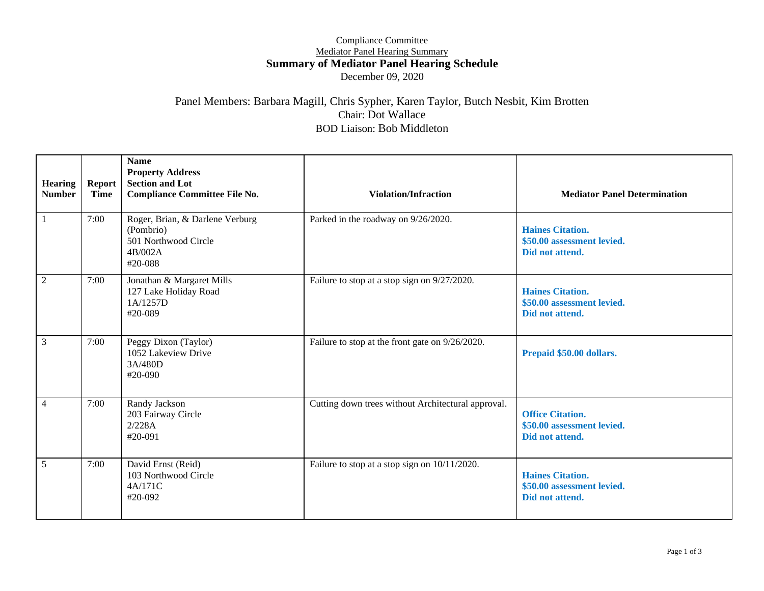Compliance Committee

Mediator Panel Hearing Summary

# Summary of Mediator Panel Hearing Schedule

December 09, 2020

Panel Members: Barbara Magill, Chris Sypher, Karen Taylor, Butch Nesbit, Kim Brotten

Chair: Dot Wallace

BOD Liaison: Bob Middleton

| Hearing Number | Report Time | Name<br>Property Address<br>Section and Lot<br>Compliance Committee File No. | Violation/Infraction | Mediator Panel Determination |
|---|---|---|---|---|
| 1 | 7:00 | Roger, Brian, & Darlene Verburg (Pombrio)<br>501 Northwood Circle<br>4B/002A<br>#20-088 | Parked in the roadway on 9/26/2020. | **Haines Citation.**<br>**$50.00 assessment levied.**<br>**Did not attend.** |
| 2 | 7:00 | Jonathan & Margaret Mills<br>127 Lake Holiday Road<br>1A/1257D<br>#20-089 | Failure to stop at a stop sign on 9/27/2020. | **Haines Citation.**<br>**$50.00 assessment levied.**<br>**Did not attend.** |
| 3 | 7:00 | Peggy Dixon (Taylor)<br>1052 Lakeview Drive<br>3A/480D<br>#20-090 | Failure to stop at the front gate on 9/26/2020. | **Prepaid $50.00 dollars.** |
| 4 | 7:00 | Randy Jackson<br>203 Fairway Circle<br>2/228A<br>#20-091 | Cutting down trees without Architectural approval. | **Office Citation.**<br>**$50.00 assessment levied.**<br>**Did not attend.** |
| 5 | 7:00 | David Ernst (Reid)<br>103 Northwood Circle<br>4A/171C<br>#20-092 | Failure to stop at a stop sign on 10/11/2020. | **Haines Citation.**<br>**$50.00 assessment levied.**<br>**Did not attend.** |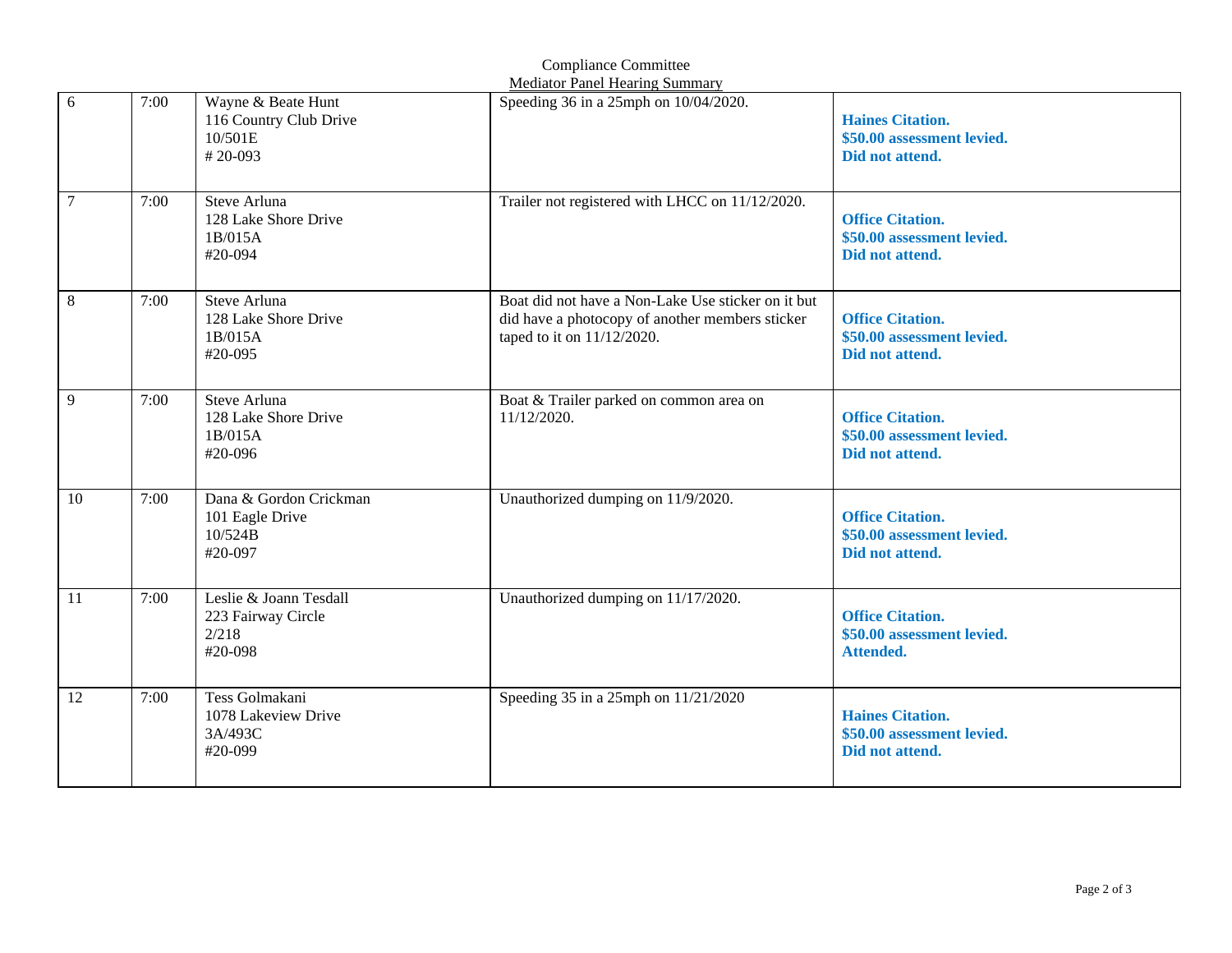Compliance Committee

Mediator Panel Hearing Summary

| | | | | |
|---|---|---|---|---|
| 6 | 7:00 | Wayne & Beate Hunt<br>116 Country Club Drive<br>10/501E<br># 20-093 | Speeding 36 in a 25mph on 10/04/2020. | **Haines Citation.<br>$50.00 assessment levied.<br>Did not attend.** |
| 7 | 7:00 | Steve Arluna<br>128 Lake Shore Drive<br>1B/015A<br>#20-094 | Trailer not registered with LHCC on 11/12/2020. | **Office Citation.<br>$50.00 assessment levied.<br>Did not attend.** |
| 8 | 7:00 | Steve Arluna<br>128 Lake Shore Drive<br>1B/015A<br>#20-095 | Boat did not have a Non-Lake Use sticker on it but did have a photocopy of another members sticker taped to it on 11/12/2020. | **Office Citation.<br>$50.00 assessment levied.<br>Did not attend.** |
| 9 | 7:00 | Steve Arluna<br>128 Lake Shore Drive<br>1B/015A<br>#20-096 | Boat & Trailer parked on common area on 11/12/2020. | **Office Citation.<br>$50.00 assessment levied.<br>Did not attend.** |
| 10 | 7:00 | Dana & Gordon Crickman<br>101 Eagle Drive<br>10/524B<br>#20-097 | Unauthorized dumping on 11/9/2020. | **Office Citation.<br>$50.00 assessment levied.<br>Did not attend.** |
| 11 | 7:00 | Leslie & Joann Tesdall<br>223 Fairway Circle<br>2/218<br>#20-098 | Unauthorized dumping on 11/17/2020. | **Office Citation.<br>$50.00 assessment levied.<br>Attended.** |
| 12 | 7:00 | Tess Golmakani<br>1078 Lakeview Drive<br>3A/493C<br>#20-099 | Speeding 35 in a 25mph on 11/21/2020 | **Haines Citation.<br>$50.00 assessment levied.<br>Did not attend.** |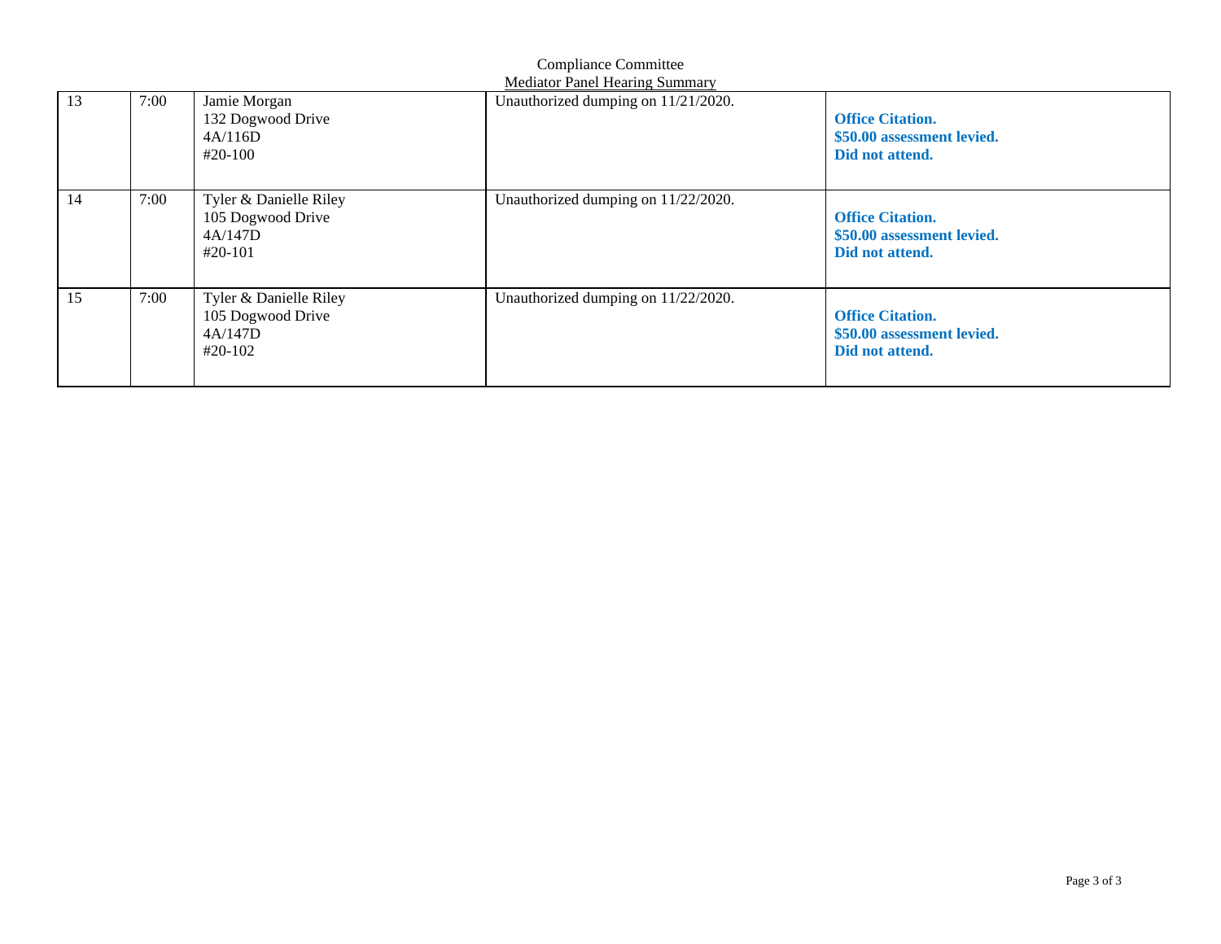Compliance Committee

Mediator Panel Hearing Summary

| | | | | |
|---|---|---|---|---|
| 13 | 7:00 | Jamie Morgan<br>132 Dogwood Drive<br>4A/116D<br>#20-100 | Unauthorized dumping on 11/21/2020. | **Office Citation.**<br>**$50.00 assessment levied.**<br>**Did not attend.** |
| 14 | 7:00 | Tyler & Danielle Riley<br>105 Dogwood Drive<br>4A/147D<br>#20-101 | Unauthorized dumping on 11/22/2020. | **Office Citation.**<br>**$50.00 assessment levied.**<br>**Did not attend.** |
| 15 | 7:00 | Tyler & Danielle Riley<br>105 Dogwood Drive<br>4A/147D<br>#20-102 | Unauthorized dumping on 11/22/2020. | **Office Citation.**<br>**$50.00 assessment levied.**<br>**Did not attend.** |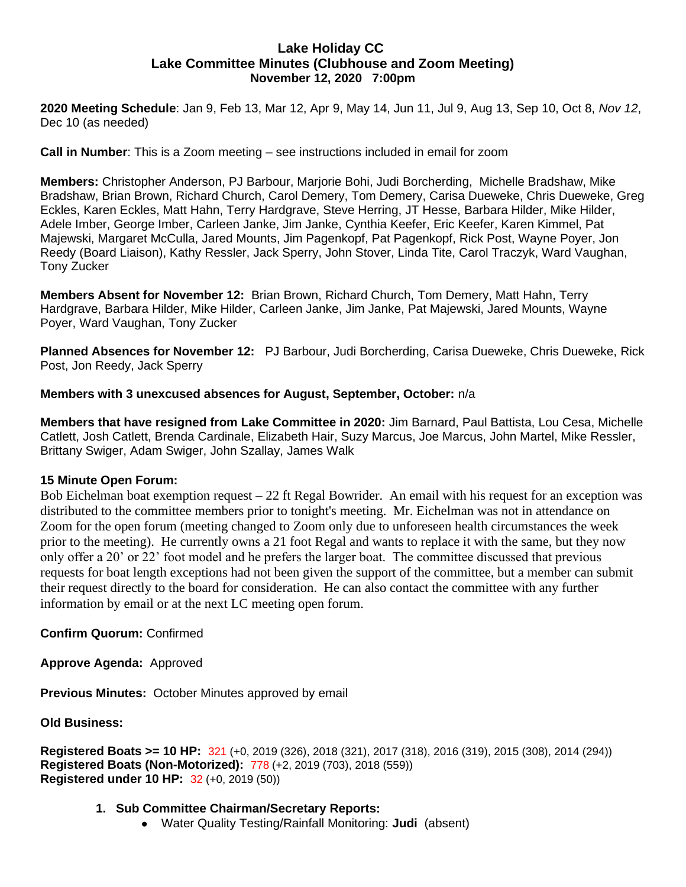**Lake Holiday CC**
**Lake Committee Minutes (Clubhouse and Zoom Meeting)**
**November 12, 2020 7:00pm**

**2020 Meeting Schedule**: Jan 9, Feb 13, Mar 12, Apr 9, May 14, Jun 11, Jul 9, Aug 13, Sep 10, Oct 8, *Nov 12*, Dec 10 (as needed)

**Call in Number**: This is a Zoom meeting – see instructions included in email for zoom

**Members:** Christopher Anderson, PJ Barbour, Marjorie Bohi, Judi Borcherding, Michelle Bradshaw, Mike Bradshaw, Brian Brown, Richard Church, Carol Demery, Tom Demery, Carisa Dueweke, Chris Dueweke, Greg Eckles, Karen Eckles, Matt Hahn, Terry Hardgrave, Steve Herring, JT Hesse, Barbara Hilder, Mike Hilder, Adele Imber, George Imber, Carleen Janke, Jim Janke, Cynthia Keefer, Eric Keefer, Karen Kimmel, Pat Majewski, Margaret McCulla, Jared Mounts, Jim Pagenkopf, Pat Pagenkopf, Rick Post, Wayne Poyer, Jon Reedy (Board Liaison), Kathy Ressler, Jack Sperry, John Stover, Linda Tite, Carol Traczyk, Ward Vaughan, Tony Zucker

**Members Absent for November 12:** Brian Brown, Richard Church, Tom Demery, Matt Hahn, Terry Hardgrave, Barbara Hilder, Mike Hilder, Carleen Janke, Jim Janke, Pat Majewski, Jared Mounts, Wayne Poyer, Ward Vaughan, Tony Zucker

**Planned Absences for November 12:** PJ Barbour, Judi Borcherding, Carisa Dueweke, Chris Dueweke, Rick Post, Jon Reedy, Jack Sperry

**Members with 3 unexcused absences for August, September, October:** n/a

**Members that have resigned from Lake Committee in 2020:** Jim Barnard, Paul Battista, Lou Cesa, Michelle Catlett, Josh Catlett, Brenda Cardinale, Elizabeth Hair, Suzy Marcus, Joe Marcus, John Martel, Mike Ressler, Brittany Swiger, Adam Swiger, John Szallay, James Walk

**15 Minute Open Forum:**
Bob Eichelman boat exemption request – 22 ft Regal Bowrider. An email with his request for an exception was distributed to the committee members prior to tonight's meeting. Mr. Eichelman was not in attendance on Zoom for the open forum (meeting changed to Zoom only due to unforeseen health circumstances the week prior to the meeting). He currently owns a 21 foot Regal and wants to replace it with the same, but they now only offer a 20' or 22' foot model and he prefers the larger boat. The committee discussed that previous requests for boat length exceptions had not been given the support of the committee, but a member can submit their request directly to the board for consideration. He can also contact the committee with any further information by email or at the next LC meeting open forum.

**Confirm Quorum:** Confirmed

**Approve Agenda:** Approved

**Previous Minutes:** October Minutes approved by email

**Old Business:**

**Registered Boats >= 10 HP:** 321 (+0, 2019 (326), 2018 (321), 2017 (318), 2016 (319), 2015 (308), 2014 (294))
**Registered Boats (Non-Motorized):** 778 (+2, 2019 (703), 2018 (559))
**Registered under 10 HP:** 32 (+0, 2019 (50))

1. **Sub Committee Chairman/Secretary Reports:**
   - Water Quality Testing/Rainfall Monitoring: **Judi** (absent)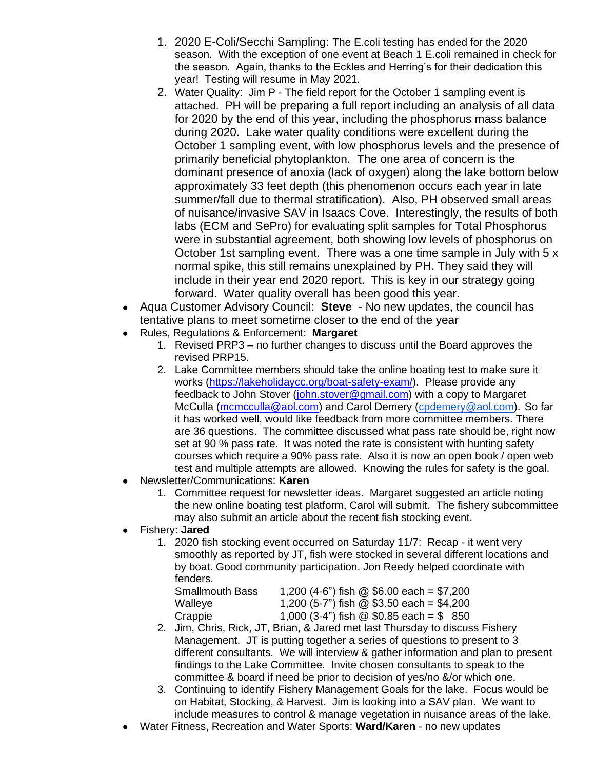1. 2020 E-Coli/Secchi Sampling: The E.coli testing has ended for the 2020 season. With the exception of one event at Beach 1 E.coli remained in check for the season. Again, thanks to the Eckles and Herring's for their dedication this year! Testing will resume in May 2021.
2. Water Quality: Jim P - The field report for the October 1 sampling event is attached. PH will be preparing a full report including an analysis of all data for 2020 by the end of this year, including the phosphorus mass balance during 2020. Lake water quality conditions were excellent during the October 1 sampling event, with low phosphorus levels and the presence of primarily beneficial phytoplankton. The one area of concern is the dominant presence of anoxia (lack of oxygen) along the lake bottom below approximately 33 feet depth (this phenomenon occurs each year in late summer/fall due to thermal stratification). Also, PH observed small areas of nuisance/invasive SAV in Isaacs Cove. Interestingly, the results of both labs (ECM and SePro) for evaluating split samples for Total Phosphorus were in substantial agreement, both showing low levels of phosphorus on October 1st sampling event. There was a one time sample in July with 5 x normal spike, this still remains unexplained by PH. They said they will include in their year end 2020 report. This is key in our strategy going forward. Water quality overall has been good this year.

- Aqua Customer Advisory Council: **Steve** - No new updates, the council has tentative plans to meet sometime closer to the end of the year
- Rules, Regulations & Enforcement: **Margaret**
  1. Revised PRP3 – no further changes to discuss until the Board approves the revised PRP15.
  2. Lake Committee members should take the online boating test to make sure it works (https://lakeholidaycc.org/boat-safety-exam/). Please provide any feedback to John Stover (john.stover@gmail.com) with a copy to Margaret McCulla (mcmcculla@aol.com) and Carol Demery (cpdemery@aol.com). So far it has worked well, would like feedback from more committee members. There are 36 questions. The committee discussed what pass rate should be, right now set at 90 % pass rate. It was noted the rate is consistent with hunting safety courses which require a 90% pass rate. Also it is now an open book / open web test and multiple attempts are allowed. Knowing the rules for safety is the goal.
- Newsletter/Communications: **Karen**
  1. Committee request for newsletter ideas. Margaret suggested an article noting the new online boating test platform, Carol will submit. The fishery subcommittee may also submit an article about the recent fish stocking event.
- Fishery: **Jared**
  1. 2020 fish stocking event occurred on Saturday 11/7: Recap - it went very smoothly as reported by JT, fish were stocked in several different locations and by boat. Good community participation. Jon Reedy helped coordinate with fenders.

| | |
|---|---|
| Smallmouth Bass | 1,200 (4-6") fish @ $6.00 each = $7,200 |
| Walleye | 1,200 (5-7") fish @ $3.50 each = $4,200 |
| Crappie | 1,000 (3-4") fish @ $0.85 each = $ 850 |

  2. Jim, Chris, Rick, JT, Brian, & Jared met last Thursday to discuss Fishery Management. JT is putting together a series of questions to present to 3 different consultants. We will interview & gather information and plan to present findings to the Lake Committee. Invite chosen consultants to speak to the committee & board if need be prior to decision of yes/no &/or which one.
  3. Continuing to identify Fishery Management Goals for the lake. Focus would be on Habitat, Stocking, & Harvest. Jim is looking into a SAV plan. We want to include measures to control & manage vegetation in nuisance areas of the lake.
- Water Fitness, Recreation and Water Sports: **Ward/Karen** - no new updates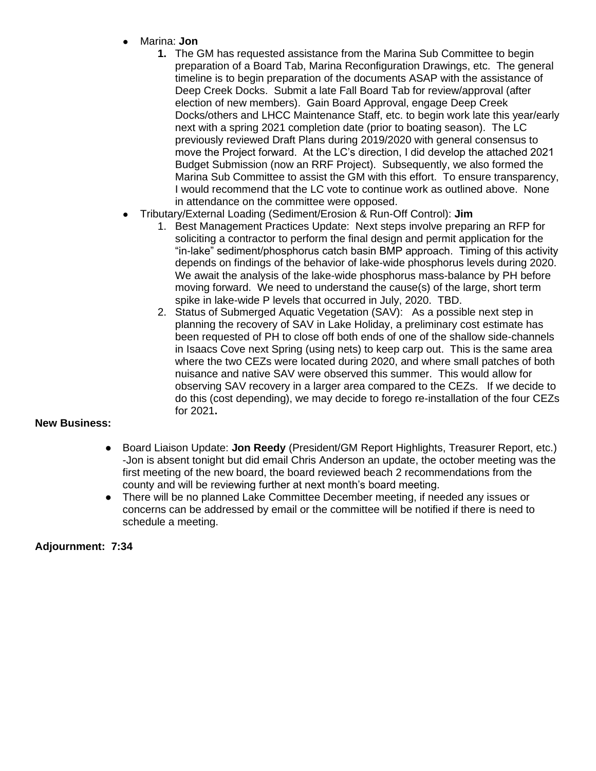- Marina: **Jon**
  1. The GM has requested assistance from the Marina Sub Committee to begin preparation of a Board Tab, Marina Reconfiguration Drawings, etc. The general timeline is to begin preparation of the documents ASAP with the assistance of Deep Creek Docks. Submit a late Fall Board Tab for review/approval (after election of new members). Gain Board Approval, engage Deep Creek Docks/others and LHCC Maintenance Staff, etc. to begin work late this year/early next with a spring 2021 completion date (prior to boating season). The LC previously reviewed Draft Plans during 2019/2020 with general consensus to move the Project forward. At the LC's direction, I did develop the attached 2021 Budget Submission (now an RRF Project). Subsequently, we also formed the Marina Sub Committee to assist the GM with this effort. To ensure transparency, I would recommend that the LC vote to continue work as outlined above. None in attendance on the committee were opposed.
- Tributary/External Loading (Sediment/Erosion & Run-Off Control): **Jim**
  1. Best Management Practices Update: Next steps involve preparing an RFP for soliciting a contractor to perform the final design and permit application for the "in-lake" sediment/phosphorus catch basin BMP approach. Timing of this activity depends on findings of the behavior of lake-wide phosphorus levels during 2020. We await the analysis of the lake-wide phosphorus mass-balance by PH before moving forward. We need to understand the cause(s) of the large, short term spike in lake-wide P levels that occurred in July, 2020. TBD.
  2. Status of Submerged Aquatic Vegetation (SAV): As a possible next step in planning the recovery of SAV in Lake Holiday, a preliminary cost estimate has been requested of PH to close off both ends of one of the shallow side-channels in Isaacs Cove next Spring (using nets) to keep carp out. This is the same area where the two CEZs were located during 2020, and where small patches of both nuisance and native SAV were observed this summer. This would allow for observing SAV recovery in a larger area compared to the CEZs. If we decide to do this (cost depending), we may decide to forego re-installation of the four CEZs for 2021**.**

**New Business:**

- Board Liaison Update: **Jon Reedy** (President/GM Report Highlights, Treasurer Report, etc.) -Jon is absent tonight but did email Chris Anderson an update, the october meeting was the first meeting of the new board, the board reviewed beach 2 recommendations from the county and will be reviewing further at next month's board meeting.
- There will be no planned Lake Committee December meeting, if needed any issues or concerns can be addressed by email or the committee will be notified if there is need to schedule a meeting.

**Adjournment: 7:34**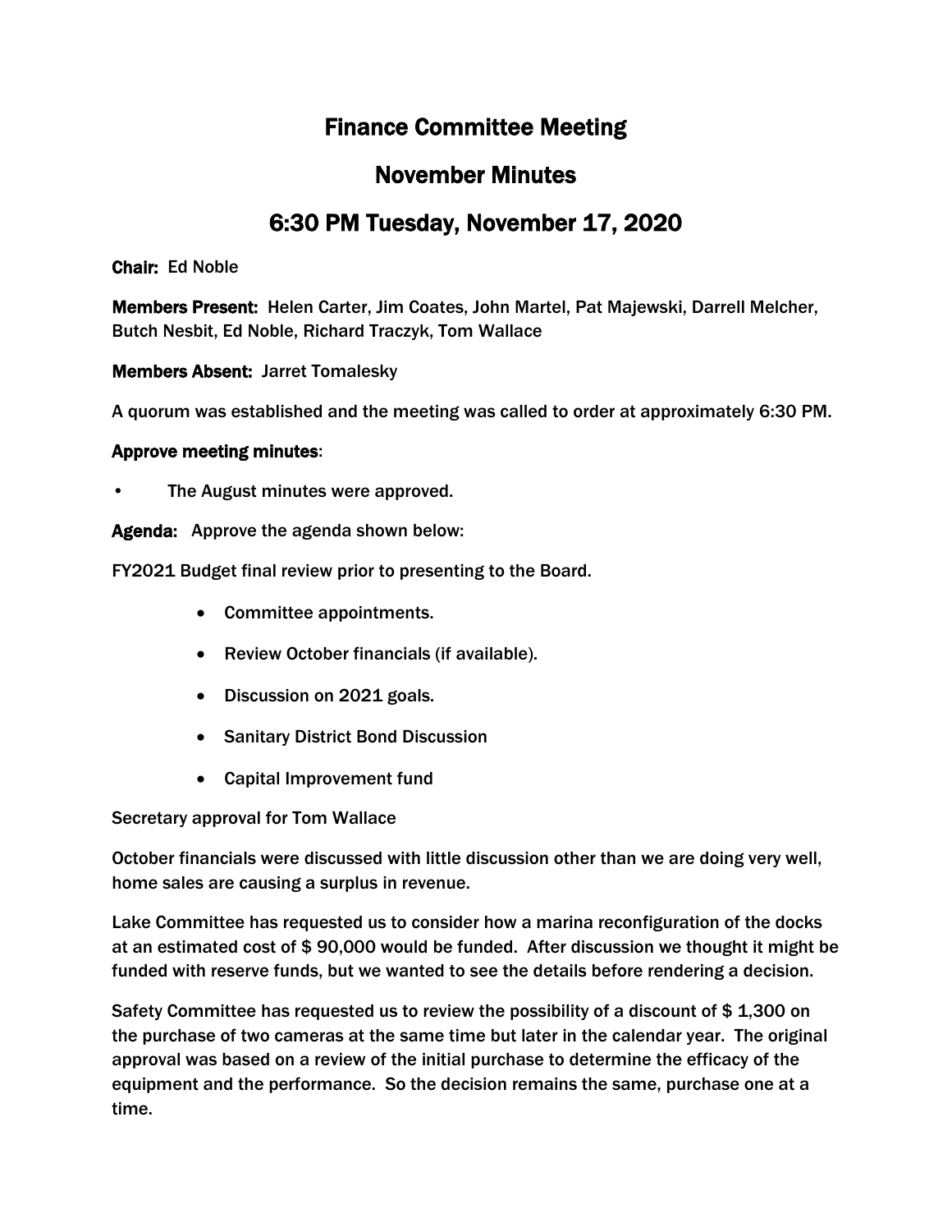# Finance Committee Meeting

## November Minutes

## 6:30 PM Tuesday, November 17, 2020

**Chair:** Ed Noble

**Members Present:** Helen Carter, Jim Coates, John Martel, Pat Majewski, Darrell Melcher, Butch Nesbit, Ed Noble, Richard Traczyk, Tom Wallace

**Members Absent:** Jarret Tomalesky

A quorum was established and the meeting was called to order at approximately 6:30 PM.

**Approve meeting minutes**:

- The August minutes were approved.

**Agenda:** Approve the agenda shown below:

FY2021 Budget final review prior to presenting to the Board.

- Committee appointments.
- Review October financials (if available).
- Discussion on 2021 goals.
- Sanitary District Bond Discussion
- Capital Improvement fund

Secretary approval for Tom Wallace

October financials were discussed with little discussion other than we are doing very well, home sales are causing a surplus in revenue.

Lake Committee has requested us to consider how a marina reconfiguration of the docks at an estimated cost of $ 90,000 would be funded. After discussion we thought it might be funded with reserve funds, but we wanted to see the details before rendering a decision.

Safety Committee has requested us to review the possibility of a discount of $ 1,300 on the purchase of two cameras at the same time but later in the calendar year. The original approval was based on a review of the initial purchase to determine the efficacy of the equipment and the performance. So the decision remains the same, purchase one at a time.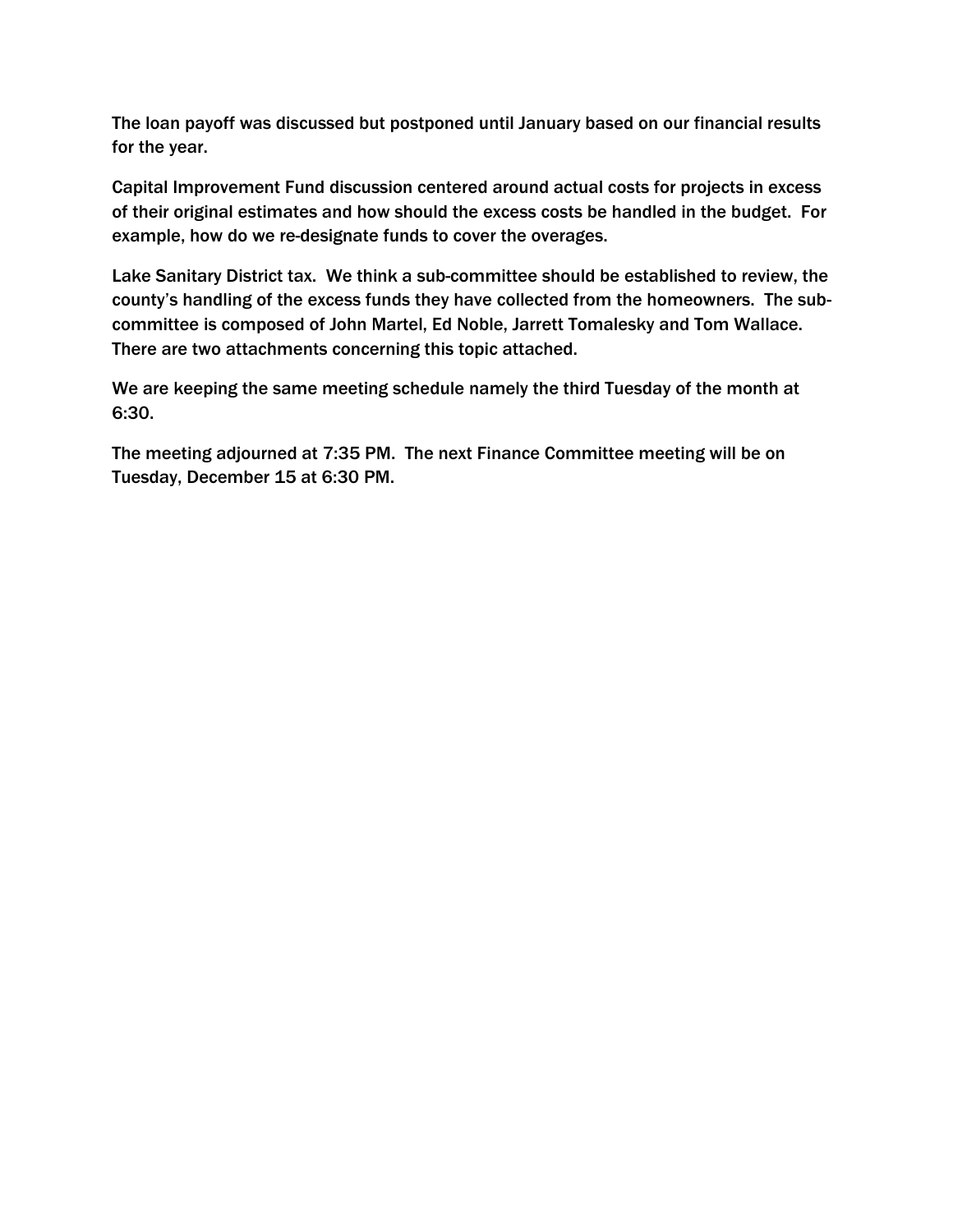The loan payoff was discussed but postponed until January based on our financial results for the year.

Capital Improvement Fund discussion centered around actual costs for projects in excess of their original estimates and how should the excess costs be handled in the budget. For example, how do we re-designate funds to cover the overages.

Lake Sanitary District tax. We think a sub-committee should be established to review, the county's handling of the excess funds they have collected from the homeowners. The sub-committee is composed of John Martel, Ed Noble, Jarrett Tomalesky and Tom Wallace. There are two attachments concerning this topic attached.

We are keeping the same meeting schedule namely the third Tuesday of the month at 6:30.

The meeting adjourned at 7:35 PM. The next Finance Committee meeting will be on Tuesday, December 15 at 6:30 PM.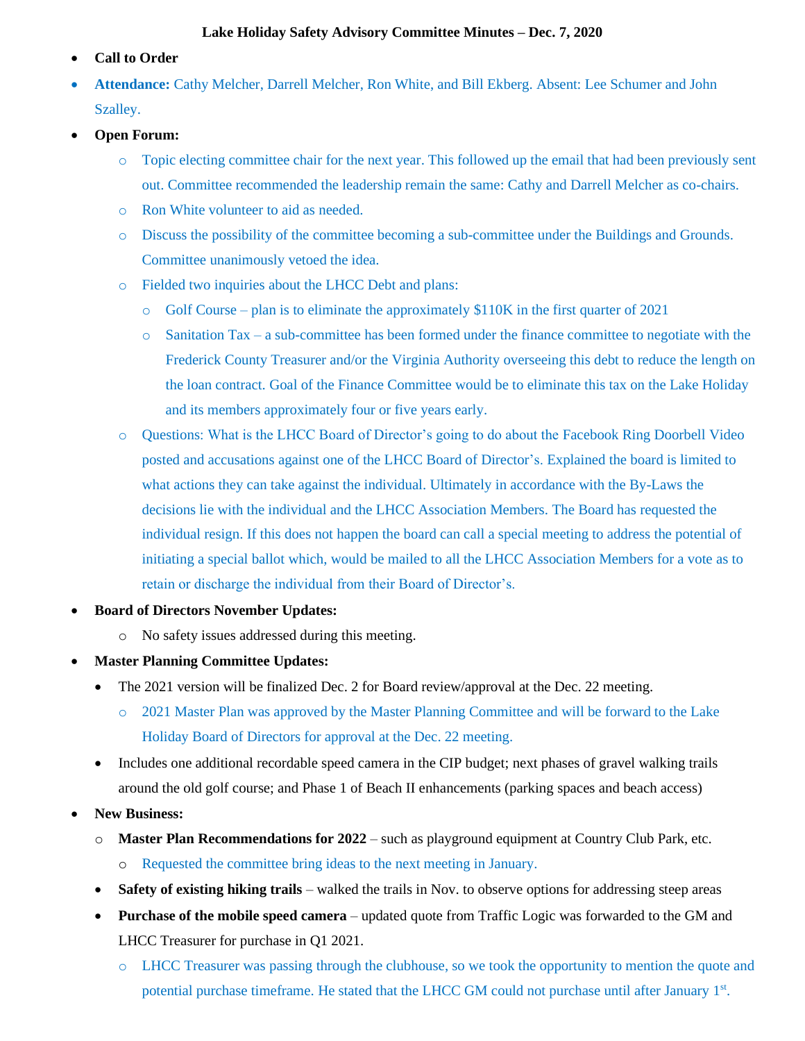**Lake Holiday Safety Advisory Committee Minutes – Dec. 7, 2020**

- **Call to Order**
- **Attendance:** Cathy Melcher, Darrell Melcher, Ron White, and Bill Ekberg. Absent: Lee Schumer and John Szalley.
- **Open Forum:**
  - Topic electing committee chair for the next year. This followed up the email that had been previously sent out. Committee recommended the leadership remain the same: Cathy and Darrell Melcher as co-chairs.
  - Ron White volunteer to aid as needed.
  - Discuss the possibility of the committee becoming a sub-committee under the Buildings and Grounds. Committee unanimously vetoed the idea.
  - Fielded two inquiries about the LHCC Debt and plans:
    - Golf Course – plan is to eliminate the approximately $110K in the first quarter of 2021
    - Sanitation Tax – a sub-committee has been formed under the finance committee to negotiate with the Frederick County Treasurer and/or the Virginia Authority overseeing this debt to reduce the length on the loan contract. Goal of the Finance Committee would be to eliminate this tax on the Lake Holiday and its members approximately four or five years early.
  - Questions: What is the LHCC Board of Director's going to do about the Facebook Ring Doorbell Video posted and accusations against one of the LHCC Board of Director's. Explained the board is limited to what actions they can take against the individual. Ultimately in accordance with the By-Laws the decisions lie with the individual and the LHCC Association Members. The Board has requested the individual resign. If this does not happen the board can call a special meeting to address the potential of initiating a special ballot which, would be mailed to all the LHCC Association Members for a vote as to retain or discharge the individual from their Board of Director's.
- **Board of Directors November Updates:**
  - No safety issues addressed during this meeting.
- **Master Planning Committee Updates:**
  - The 2021 version will be finalized Dec. 2 for Board review/approval at the Dec. 22 meeting.
    - 2021 Master Plan was approved by the Master Planning Committee and will be forward to the Lake Holiday Board of Directors for approval at the Dec. 22 meeting.
  - Includes one additional recordable speed camera in the CIP budget; next phases of gravel walking trails around the old golf course; and Phase 1 of Beach II enhancements (parking spaces and beach access)
- **New Business:**
  - **Master Plan Recommendations for 2022** – such as playground equipment at Country Club Park, etc.
    - Requested the committee bring ideas to the next meeting in January.
  - **Safety of existing hiking trails** – walked the trails in Nov. to observe options for addressing steep areas
  - **Purchase of the mobile speed camera** – updated quote from Traffic Logic was forwarded to the GM and LHCC Treasurer for purchase in Q1 2021.
    - LHCC Treasurer was passing through the clubhouse, so we took the opportunity to mention the quote and potential purchase timeframe. He stated that the LHCC GM could not purchase until after January 1st.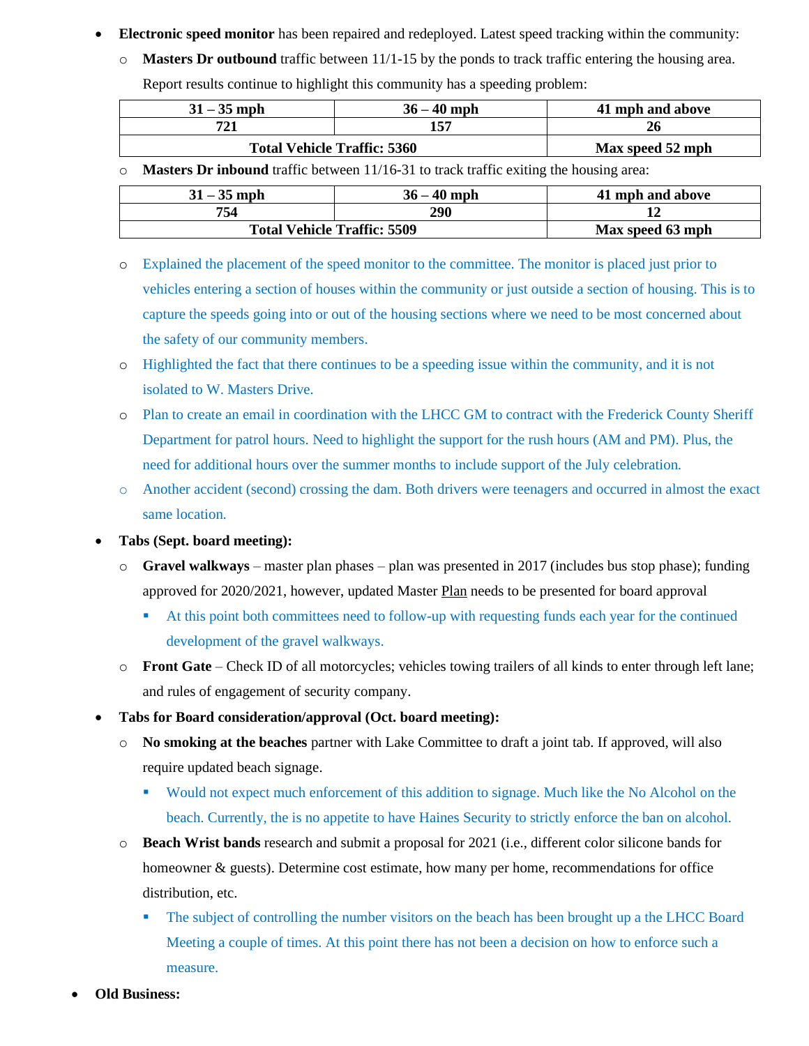- **Electronic speed monitor** has been repaired and redeployed. Latest speed tracking within the community:
  - **Masters Dr outbound** traffic between 11/1-15 by the ponds to track traffic entering the housing area. Report results continue to highlight this community has a speeding problem:

| 31 – 35 mph | 36 – 40 mph | 41 mph and above |
|---|---|---|
| 721 | 157 | 26 |
| Total Vehicle Traffic: 5360 | | Max speed 52 mph |

  - **Masters Dr inbound** traffic between 11/16-31 to track traffic exiting the housing area:

| 31 – 35 mph | 36 – 40 mph | 41 mph and above |
|---|---|---|
| 754 | 290 | 12 |
| Total Vehicle Traffic: 5509 | | Max speed 63 mph |

  - Explained the placement of the speed monitor to the committee. The monitor is placed just prior to vehicles entering a section of houses within the community or just outside a section of housing. This is to capture the speeds going into or out of the housing sections where we need to be most concerned about the safety of our community members.
  - Highlighted the fact that there continues to be a speeding issue within the community, and it is not isolated to W. Masters Drive.
  - Plan to create an email in coordination with the LHCC GM to contract with the Frederick County Sheriff Department for patrol hours. Need to highlight the support for the rush hours (AM and PM). Plus, the need for additional hours over the summer months to include support of the July celebration.
  - Another accident (second) crossing the dam. Both drivers were teenagers and occurred in almost the exact same location.
- **Tabs (Sept. board meeting):**
  - **Gravel walkways** – master plan phases – plan was presented in 2017 (includes bus stop phase); funding approved for 2020/2021, however, updated Master Plan needs to be presented for board approval
    - At this point both committees need to follow-up with requesting funds each year for the continued development of the gravel walkways.
  - **Front Gate** – Check ID of all motorcycles; vehicles towing trailers of all kinds to enter through left lane; and rules of engagement of security company.
- **Tabs for Board consideration/approval (Oct. board meeting):**
  - **No smoking at the beaches** partner with Lake Committee to draft a joint tab. If approved, will also require updated beach signage.
    - Would not expect much enforcement of this addition to signage. Much like the No Alcohol on the beach. Currently, the is no appetite to have Haines Security to strictly enforce the ban on alcohol.
  - **Beach Wrist bands** research and submit a proposal for 2021 (i.e., different color silicone bands for homeowner & guests). Determine cost estimate, how many per home, recommendations for office distribution, etc.
    - The subject of controlling the number visitors on the beach has been brought up a the LHCC Board Meeting a couple of times. At this point there has not been a decision on how to enforce such a measure.
- **Old Business:**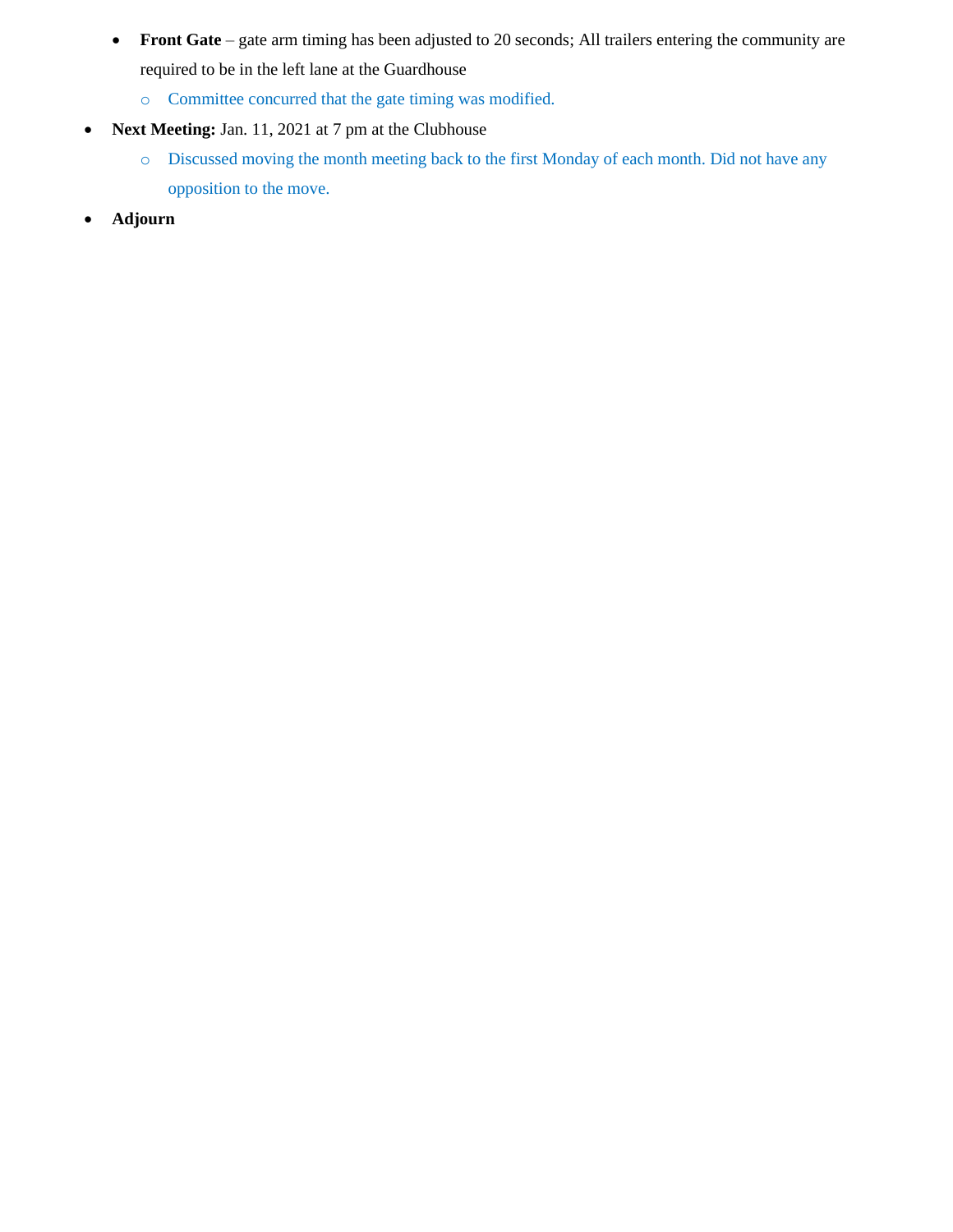- **Front Gate** – gate arm timing has been adjusted to 20 seconds; All trailers entering the community are required to be in the left lane at the Guardhouse
  - Committee concurred that the gate timing was modified.
- **Next Meeting:** Jan. 11, 2021 at 7 pm at the Clubhouse
  - Discussed moving the month meeting back to the first Monday of each month. Did not have any opposition to the move.
- **Adjourn**